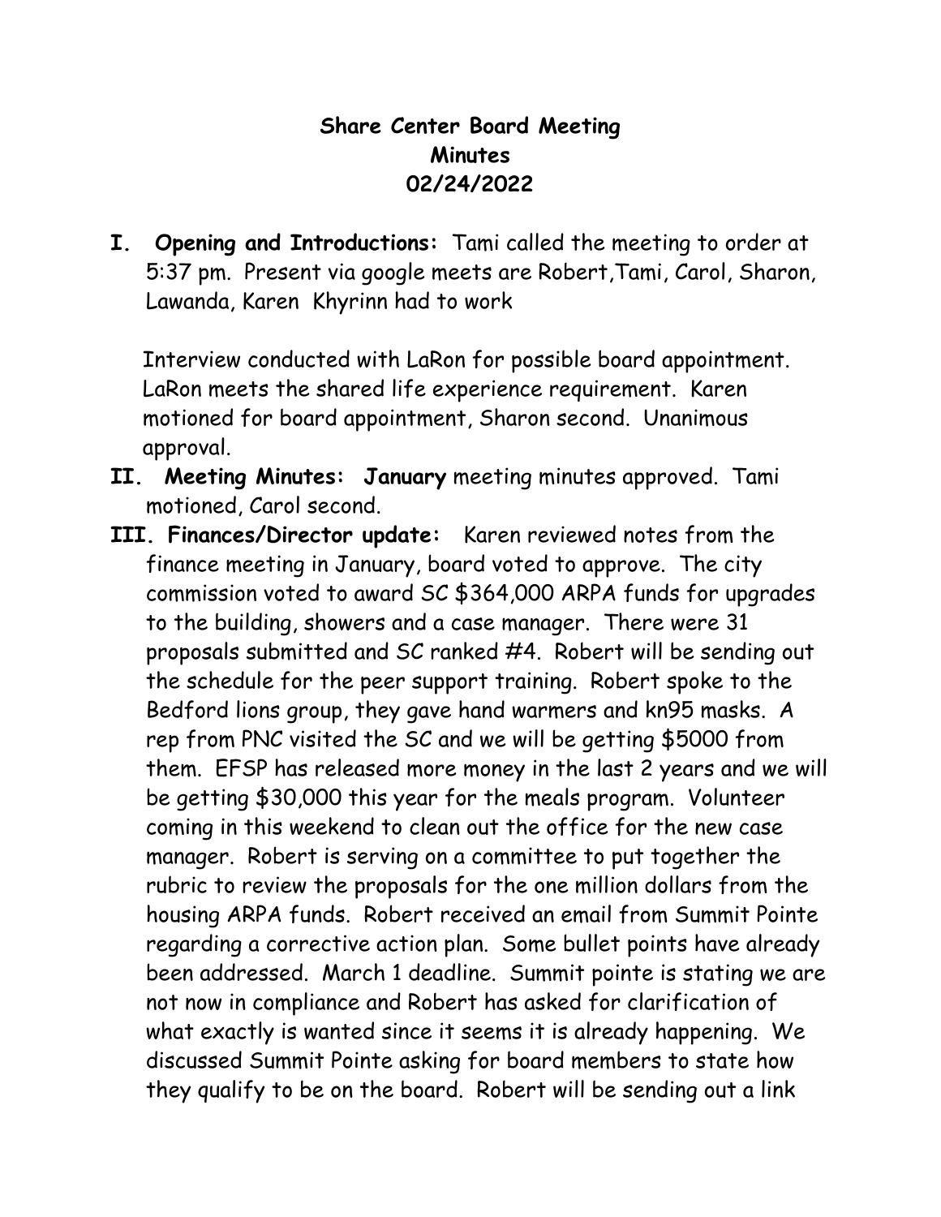# Share Center Board Meeting
## Minutes
## 02/24/2022

**I. Opening and Introductions:** Tami called the meeting to order at 5:37 pm. Present via google meets are Robert,Tami, Carol, Sharon, Lawanda, Karen Khyrinn had to work

Interview conducted with LaRon for possible board appointment. LaRon meets the shared life experience requirement. Karen motioned for board appointment, Sharon second. Unanimous approval.

**II. Meeting Minutes: January** meeting minutes approved. Tami motioned, Carol second.

**III. Finances/Director update:** Karen reviewed notes from the finance meeting in January, board voted to approve. The city commission voted to award SC $364,000 ARPA funds for upgrades to the building, showers and a case manager. There were 31 proposals submitted and SC ranked #4. Robert will be sending out the schedule for the peer support training. Robert spoke to the Bedford lions group, they gave hand warmers and kn95 masks. A rep from PNC visited the SC and we will be getting $5000 from them. EFSP has released more money in the last 2 years and we will be getting $30,000 this year for the meals program. Volunteer coming in this weekend to clean out the office for the new case manager. Robert is serving on a committee to put together the rubric to review the proposals for the one million dollars from the housing ARPA funds. Robert received an email from Summit Pointe regarding a corrective action plan. Some bullet points have already been addressed. March 1 deadline. Summit pointe is stating we are not now in compliance and Robert has asked for clarification of what exactly is wanted since it seems it is already happening. We discussed Summit Pointe asking for board members to state how they qualify to be on the board. Robert will be sending out a link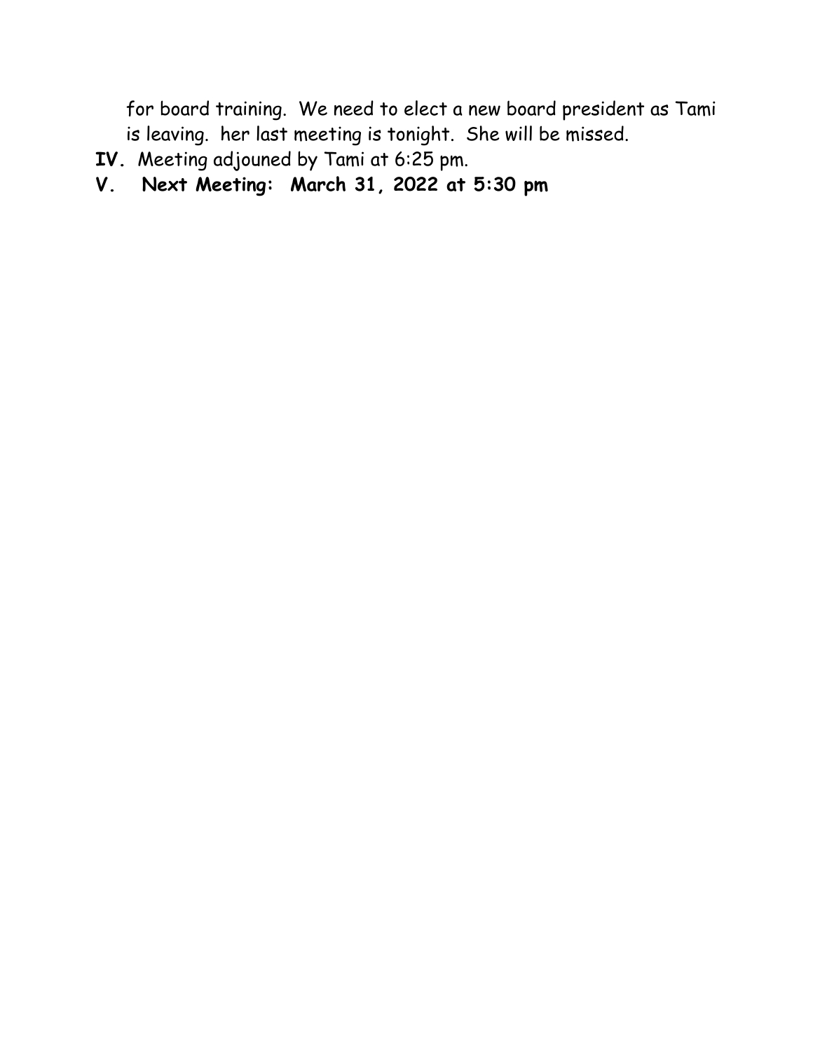for board training. We need to elect a new board president as Tami is leaving. her last meeting is tonight. She will be missed.

**IV.** Meeting adjouned by Tami at 6:25 pm.

**V. Next Meeting: March 31, 2022 at 5:30 pm**